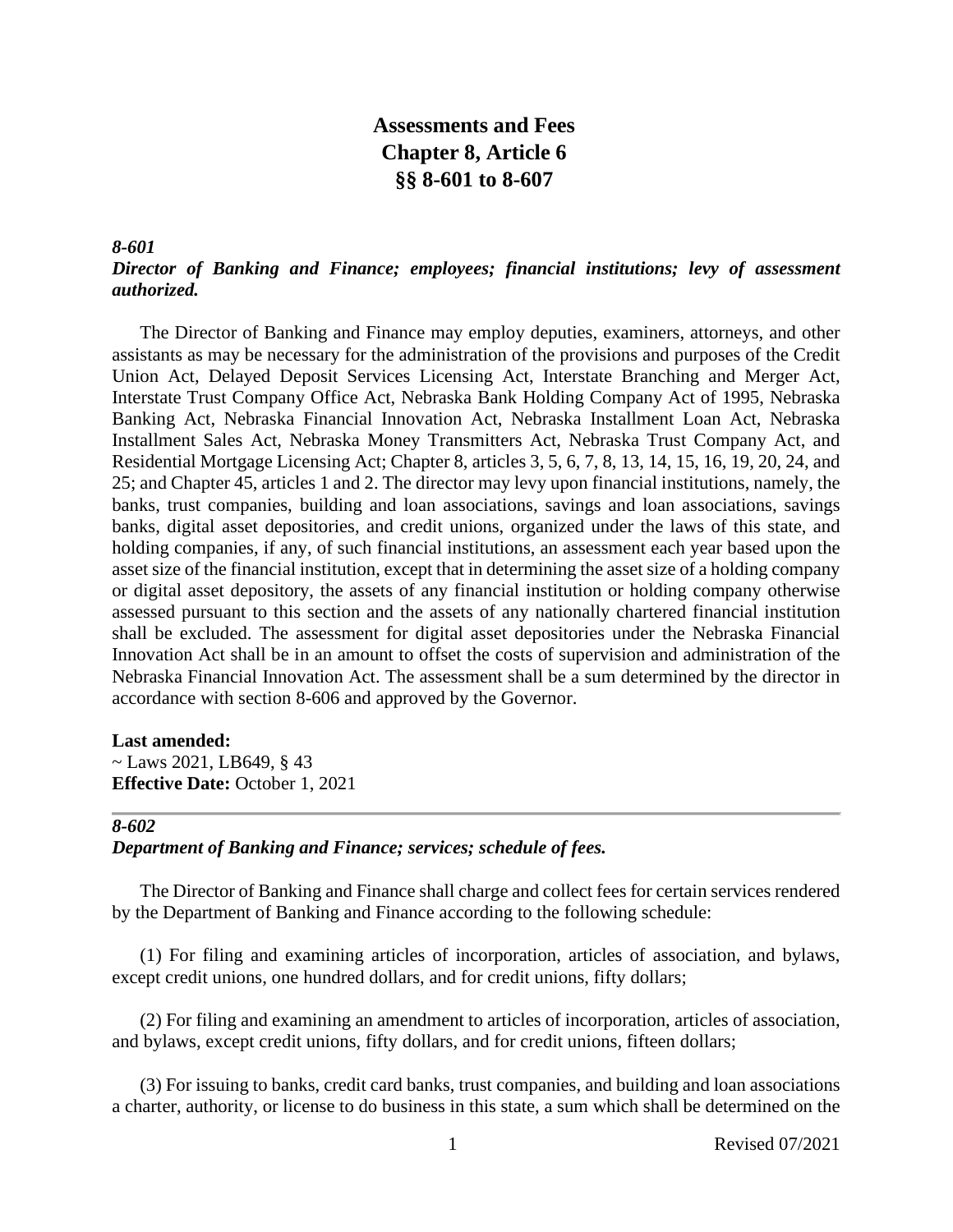# Assessments and Fees
# Chapter 8, Article 6
# §§ 8-601 to 8-607

### *8-601*
### *Director of Banking and Finance; employees; financial institutions; levy of assessment authorized.*

The Director of Banking and Finance may employ deputies, examiners, attorneys, and other assistants as may be necessary for the administration of the provisions and purposes of the Credit Union Act, Delayed Deposit Services Licensing Act, Interstate Branching and Merger Act, Interstate Trust Company Office Act, Nebraska Bank Holding Company Act of 1995, Nebraska Banking Act, Nebraska Financial Innovation Act, Nebraska Installment Loan Act, Nebraska Installment Sales Act, Nebraska Money Transmitters Act, Nebraska Trust Company Act, and Residential Mortgage Licensing Act; Chapter 8, articles 3, 5, 6, 7, 8, 13, 14, 15, 16, 19, 20, 24, and 25; and Chapter 45, articles 1 and 2. The director may levy upon financial institutions, namely, the banks, trust companies, building and loan associations, savings and loan associations, savings banks, digital asset depositories, and credit unions, organized under the laws of this state, and holding companies, if any, of such financial institutions, an assessment each year based upon the asset size of the financial institution, except that in determining the asset size of a holding company or digital asset depository, the assets of any financial institution or holding company otherwise assessed pursuant to this section and the assets of any nationally chartered financial institution shall be excluded. The assessment for digital asset depositories under the Nebraska Financial Innovation Act shall be in an amount to offset the costs of supervision and administration of the Nebraska Financial Innovation Act. The assessment shall be a sum determined by the director in accordance with section 8-606 and approved by the Governor.

**Last amended:**
~ Laws 2021, LB649, § 43
**Effective Date:** October 1, 2021

---

### *8-602*
### *Department of Banking and Finance; services; schedule of fees.*

The Director of Banking and Finance shall charge and collect fees for certain services rendered by the Department of Banking and Finance according to the following schedule:

(1) For filing and examining articles of incorporation, articles of association, and bylaws, except credit unions, one hundred dollars, and for credit unions, fifty dollars;

(2) For filing and examining an amendment to articles of incorporation, articles of association, and bylaws, except credit unions, fifty dollars, and for credit unions, fifteen dollars;

(3) For issuing to banks, credit card banks, trust companies, and building and loan associations a charter, authority, or license to do business in this state, a sum which shall be determined on the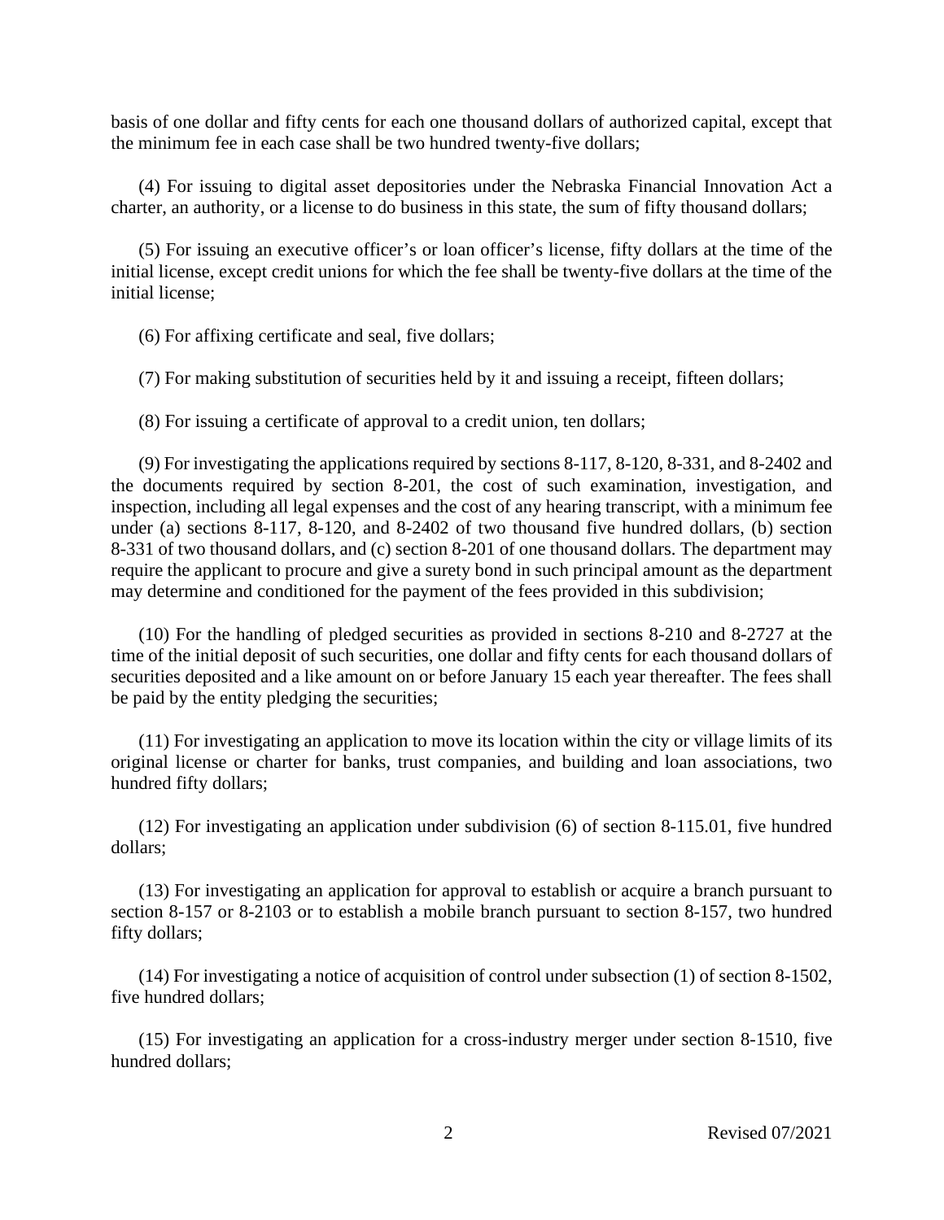basis of one dollar and fifty cents for each one thousand dollars of authorized capital, except that the minimum fee in each case shall be two hundred twenty-five dollars;

(4) For issuing to digital asset depositories under the Nebraska Financial Innovation Act a charter, an authority, or a license to business in this state, the sum of fifty thousand dollars;

(5) For issuing an executive officer's or loan officer's license, fifty dollars at the time of the initial license, except credit unions for which the fee shall be twenty-five dollars at the time of the initial license;

(6) For affixing certificate and seal, five dollars;

(7) For making substitution of securities held by it and issuing a receipt, fifteen dollars;

(8) For issuing a certificate of approval to a credit union, ten dollars;

(9) For investigating the applications required by sections 8-117, 8-120, 8-331, and 8-2402 and the documents required by section 8-201, the cost of such examination, investigation, and inspection, including all legal expenses and the cost of any hearing transcript, with a minimum fee under (a) sections 8-117, 8-120, and 8-2402 of two thousand five hundred dollars, (b) section 8-331 of two thousand dollars, and (c) section 8-201 of one thousand dollars. The department may require the applicant to procure and give a surety bond in such principal amount as the department may determine and conditioned for the payment of the fees provided in this subdivision;

(10) For the handling of pledged securities as provided in sections 8-210 and 8-2727 at the time of the initial deposit of such securities, one dollar and fifty cents for each thousand dollars of securities deposited and a like amount on or before January 15 each year thereafter. The fees shall be paid by the entity pledging the securities;

(11) For investigating an application to move its location within the city or village limits of its original license or charter for banks, trust companies, and building and loan associations, two hundred fifty dollars;

(12) For investigating an application under subdivision (6) of section 8-115.01, five hundred dollars;

(13) For investigating an application for approval to establish or acquire a branch pursuant to section 8-157 or 8-2103 or to establish a mobile branch pursuant to section 8-157, two hundred fifty dollars;

(14) For investigating a notice of acquisition of control under subsection (1) of section 8-1502, five hundred dollars;

(15) For investigating an application for a cross-industry merger under section 8-1510, five hundred dollars;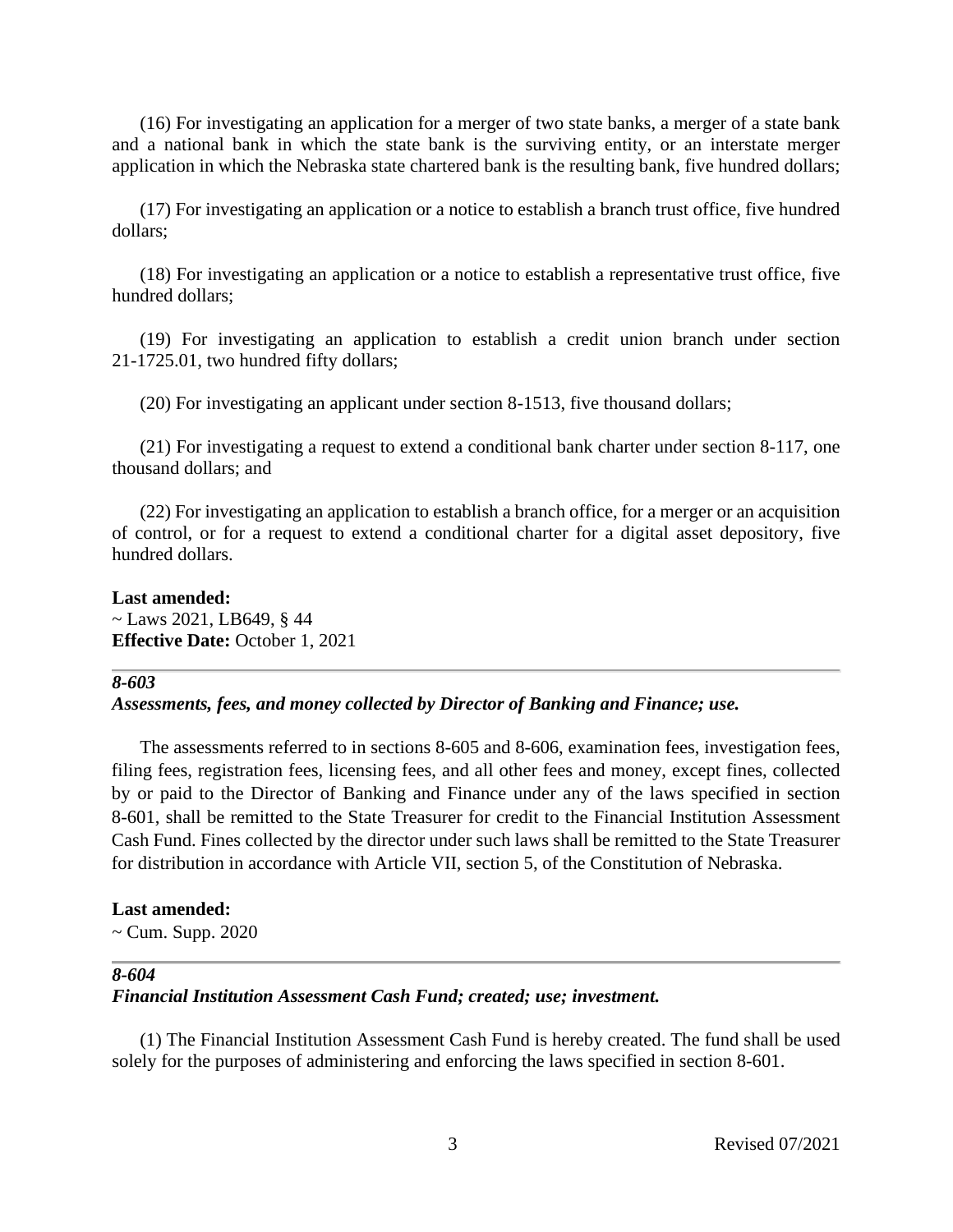(16) For investigating an application for a merger of two state banks, a merger of a state bank and a national bank in which the state bank is the surviving entity, or an interstate merger application in which the Nebraska state chartered bank is the resulting bank, five hundred dollars;

(17) For investigating an application or a notice to establish a branch trust office, five hundred dollars;

(18) For investigating an application or a notice to establish a representative trust office, five hundred dollars;

(19) For investigating an application to establish a credit union branch under section 21-1725.01, two hundred fifty dollars;

(20) For investigating an applicant under section 8-1513, five thousand dollars;

(21) For investigating a request to extend a conditional bank charter under section 8-117, one thousand dollars; and

(22) For investigating an application to establish a branch office, for a merger or an acquisition of control, or for a request to extend a conditional charter for a digital asset depository, five hundred dollars.

**Last amended:**
~ Laws 2021, LB649, § 44
**Effective Date:** October 1, 2021

---

### *8-603*
### *Assessments, fees, and money collected by Director of Banking and Finance; use.*

The assessments referred to in sections 8-605 and 8-606, examination fees, investigation fees, filing fees, registration fees, licensing fees, and all other fees and money, except fines, collected by or paid to the Director of Banking and Finance under any of the laws specified in section 8-601, shall be remitted to the State Treasurer for credit to the Financial Institution Assessment Cash Fund. Fines collected by the director under such laws shall be remitted to the State Treasurer for distribution in accordance with Article VII, section 5, of the Constitution of Nebraska.

**Last amended:**
~ Cum. Supp. 2020

---

### *8-604*
### *Financial Institution Assessment Cash Fund; created; use; investment.*

(1) The Financial Institution Assessment Cash Fund is hereby created. The fund shall be used solely for the purposes of administering and enforcing the laws specified in section 8-601.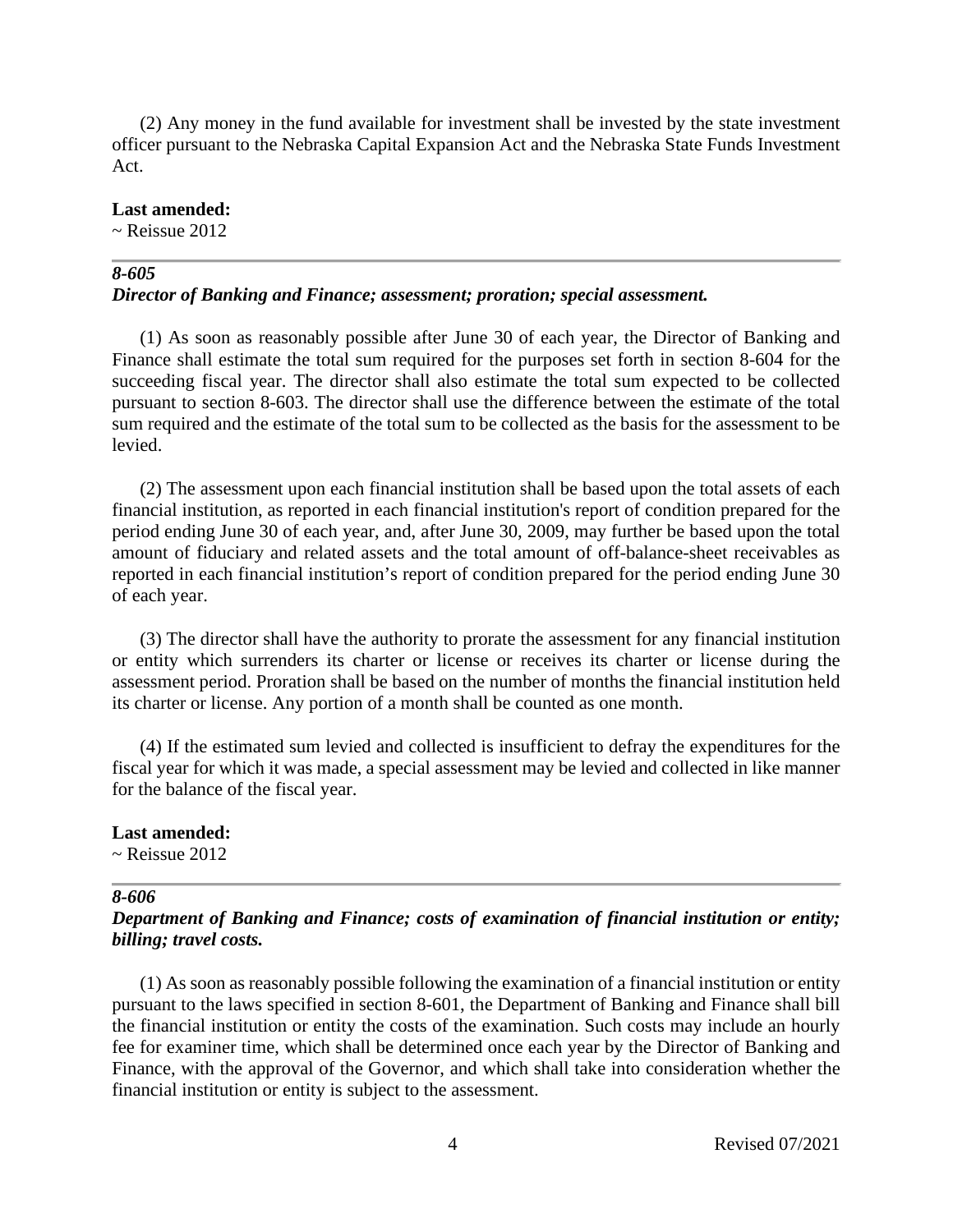(2) Any money in the fund available for investment shall be invested by the state investment officer pursuant to the Nebraska Capital Expansion Act and the Nebraska State Funds Investment Act.

**Last amended:**
~ Reissue 2012

---

***8-605***
***Director of Banking and Finance; assessment; proration; special assessment.***

(1) As soon as reasonably possible after June 30 of each year, the Director of Banking and Finance shall estimate the total sum required for the purposes set forth in section 8-604 for the succeeding fiscal year. The director shall also estimate the total sum expected to be collected pursuant to section 8-603. The director shall use the difference between the estimate of the total sum required and the estimate of the total sum to be collected as the basis for the assessment to be levied.

(2) The assessment upon each financial institution shall be based upon the total assets of each financial institution, as reported in each financial institution's report of condition prepared for the period ending June 30 of each year, and, after June 30, 2009, may further be based upon the total amount of fiduciary and related assets and the total amount of off-balance-sheet receivables as reported in each financial institution's report of condition prepared for the period ending June 30 of each year.

(3) The director shall have the authority to prorate the assessment for any financial institution or entity which surrenders its charter or license or receives its charter or license during the assessment period. Proration shall be based on the number of months the financial institution held its charter or license. Any portion of a month shall be counted as one month.

(4) If the estimated sum levied and collected is insufficient to defray the expenditures for the fiscal year for which it was made, a special assessment may be levied and collected in like manner for the balance of the fiscal year.

**Last amended:**
~ Reissue 2012

---

***8-606***
***Department of Banking and Finance; costs of examination of financial institution or entity; billing; travel costs.***

(1) As soon as reasonably possible following the examination of a financial institution or entity pursuant to the laws specified in section 8-601, the Department of Banking and Finance shall bill the financial institution or entity the costs of the examination. Such costs may include an hourly fee for examiner time, which shall be determined once each year by the Director of Banking and Finance, with the approval of the Governor, and which shall take into consideration whether the financial institution or entity is subject to the assessment.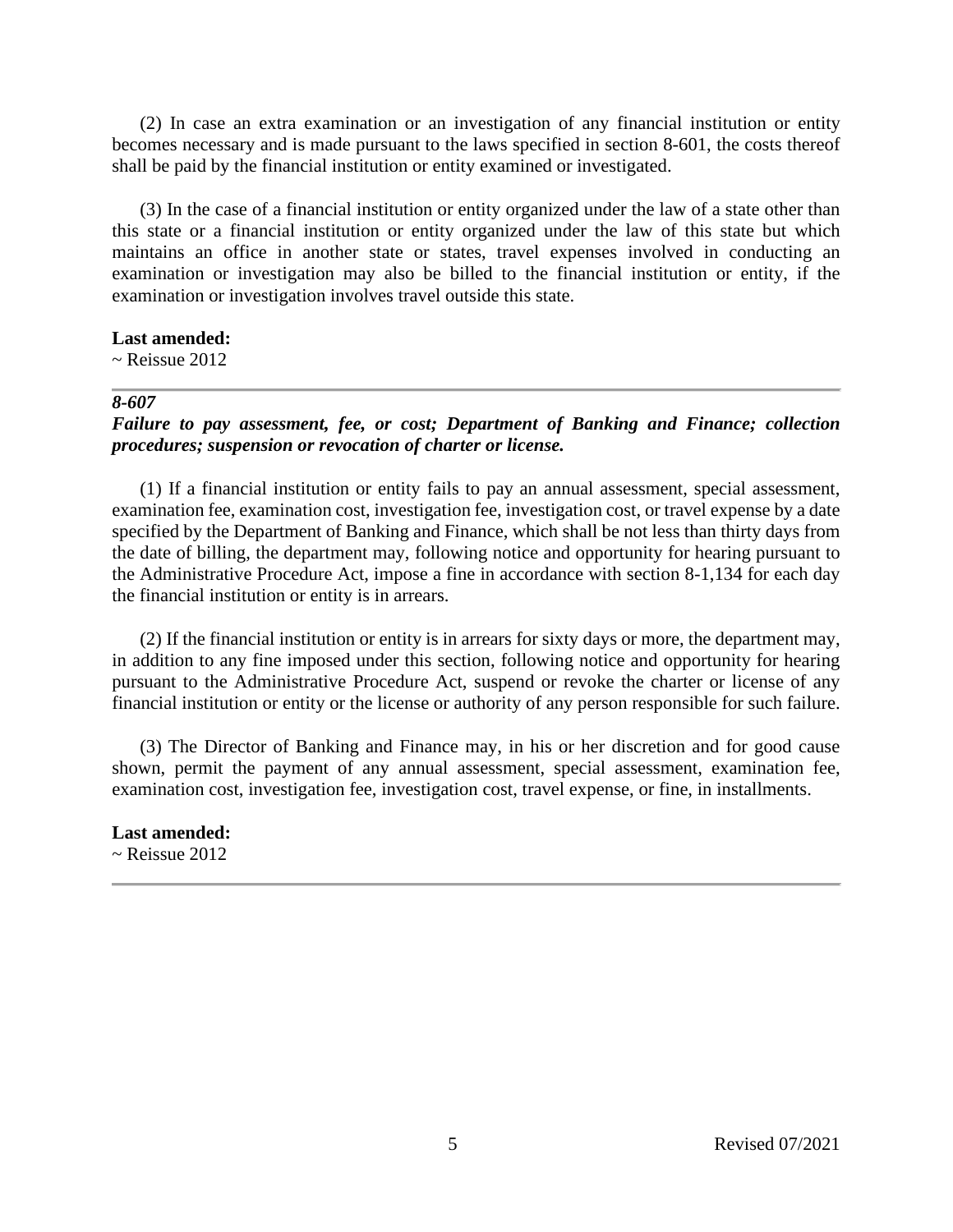(2) In case an extra examination or an investigation of any financial institution or entity becomes necessary and is made pursuant to the laws specified in section 8-601, the costs thereof shall be paid by the financial institution or entity examined or investigated.

(3) In the case of a financial institution or entity organized under the law of a state other than this state or a financial institution or entity organized under the law of this state but which maintains an office in another state or states, travel expenses involved in conducting an examination or investigation may also be billed to the financial institution or entity, if the examination or investigation involves travel outside this state.

**Last amended:**
~ Reissue 2012

---

***8-607***
***Failure to pay assessment, fee, or cost; Department of Banking and Finance; collection procedures; suspension or revocation of charter or license.***

(1) If a financial institution or entity fails to pay an annual assessment, special assessment, examination fee, examination cost, investigation fee, investigation cost, or travel expense by a date specified by the Department of Banking and Finance, which shall be not less than thirty days from the date of billing, the department may, following notice and opportunity for hearing pursuant to the Administrative Procedure Act, impose a fine in accordance with section 8-1,134 for each day the financial institution or entity is in arrears.

(2) If the financial institution or entity is in arrears for sixty days or more, the department may, in addition to any fine imposed under this section, following notice and opportunity for hearing pursuant to the Administrative Procedure Act, suspend or revoke the charter or license of any financial institution or entity or the license or authority of any person responsible for such failure.

(3) The Director of Banking and Finance may, in his or her discretion and for good cause shown, permit the payment of any annual assessment, special assessment, examination fee, examination cost, investigation fee, investigation cost, travel expense, or fine, in installments.

**Last amended:**
~ Reissue 2012

---